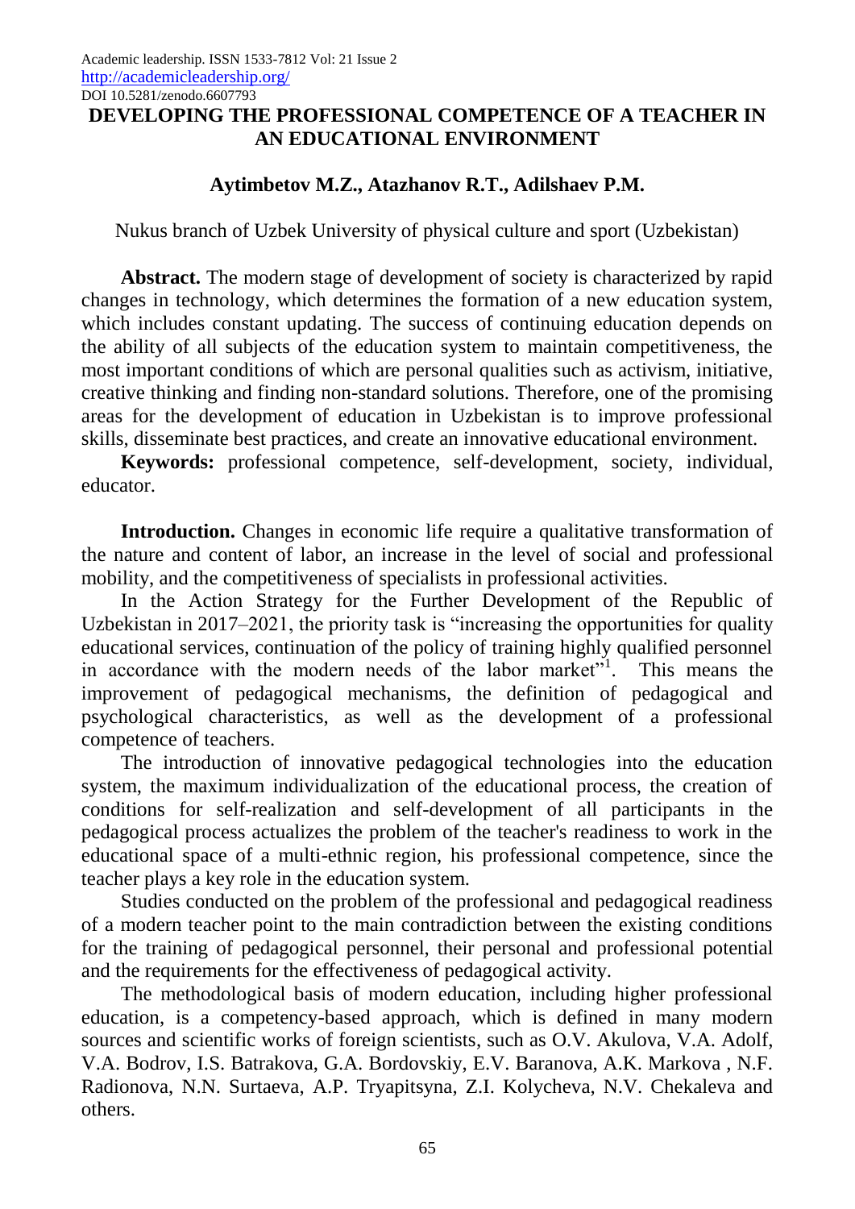# DEVELOPING THE PROFESSIONAL COMPETENCE OF A TEACHER IN AN EDUCATIONAL ENVIRONMENT

**Aytimbetov M.Z., Atazhanov R.T., Adilshaev P.M.**

Nukus branch of Uzbek University of physical culture and sport (Uzbekistan)

**Abstract.** The modern stage of development of society is characterized by rapid changes in technology, which determines the formation of a new education system, which includes constant updating. The success of continuing education depends on the ability of all subjects of the education system to maintain competitiveness, the most important conditions of which are personal qualities such as activism, initiative, creative thinking and finding non-standard solutions. Therefore, one of the promising areas for the development of education in Uzbekistan is to improve professional skills, disseminate best practices, and create an innovative educational environment.

**Keywords:** professional competence, self-development, society, individual, educator.

**Introduction.** Changes in economic life require a qualitative transformation of the nature and content of labor, an increase in the level of social and professional mobility, and the competitiveness of specialists in professional activities.

In the Action Strategy for the Further Development of the Republic of Uzbekistan in 2017–2021, the priority task is "increasing the opportunities for quality educational services, continuation of the policy of training highly qualified personnel in accordance with the modern needs of the labor market"[1]. This means the improvement of pedagogical mechanisms, the definition of pedagogical and psychological characteristics, as well as the development of a professional competence of teachers.

The introduction of innovative pedagogical technologies into the education system, the maximum individualization of the educational process, the creation of conditions for self-realization and self-development of all participants in the pedagogical process actualizes the problem of the teacher's readiness to work in the educational space of a multi-ethnic region, his professional competence, since the teacher plays a key role in the education system.

Studies conducted on the problem of the professional and pedagogical readiness of a modern teacher point to the main contradiction between the existing conditions for the training of pedagogical personnel, their personal and professional potential and the requirements for the effectiveness of pedagogical activity.

The methodological basis of modern education, including higher professional education, is a competency-based approach, which is defined in many modern sources and scientific works of foreign scientists, such as O.V. Akulova, V.A. Adolf, V.A. Bodrov, I.S. Batrakova, G.A. Bordovskiy, E.V. Baranova, A.K. Markova , N.F. Radionova, N.N. Surtaeva, A.P. Tryapitsyna, Z.I. Kolycheva, N.V. Chekaleva and others.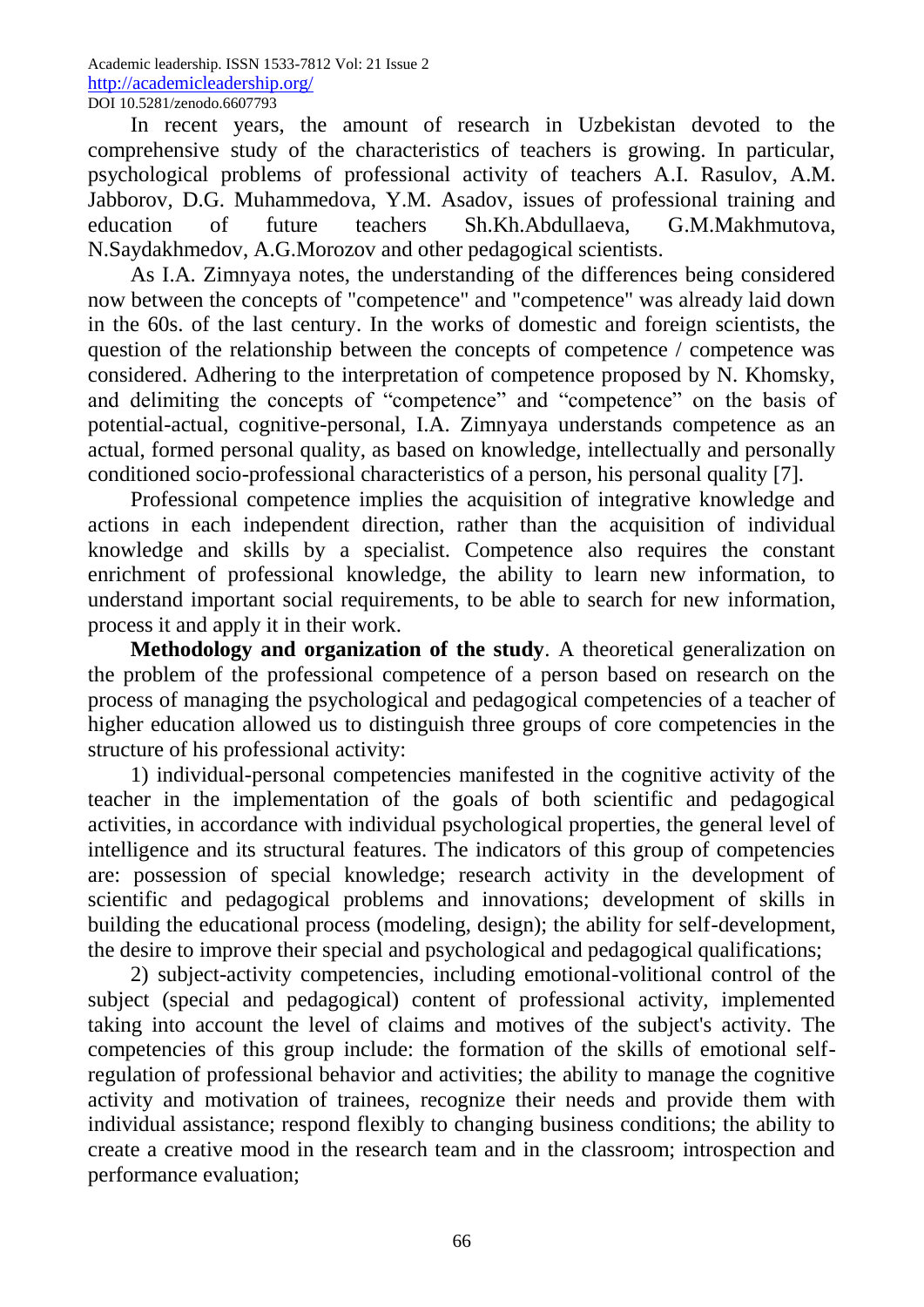In recent years, the amount of research in Uzbekistan devoted to the comprehensive study of the characteristics of teachers is growing. In particular, psychological problems of professional activity of teachers A.I. Rasulov, A.M. Jabborov, D.G. Muhammedova, Y.M. Asadov, issues of professional training and education of future teachers Sh.Kh.Abdullaeva, G.M.Makhmutova, N.Saydakhmedov, A.G.Morozov and other pedagogical scientists.

As I.A. Zimnyaya notes, the understanding of the differences being considered now between the concepts of "competence" and "competence" was already laid down in the 60s. of the last century. In the works of domestic and foreign scientists, the question of the relationship between the concepts of competence / competence was considered. Adhering to the interpretation of competence proposed by N. Khomsky, and delimiting the concepts of "competence" and "competence" on the basis of potential-actual, cognitive-personal, I.A. Zimnyaya understands competence as an actual, formed personal quality, as based on knowledge, intellectually and personally conditioned socio-professional characteristics of a person, his personal quality [7].

Professional competence implies the acquisition of integrative knowledge and actions in each independent direction, rather than the acquisition of individual knowledge and skills by a specialist. Competence also requires the constant enrichment of professional knowledge, the ability to learn new information, to understand important social requirements, to be able to search for new information, process it and apply it in their work.

**Methodology and organization of the study**. A theoretical generalization on the problem of the professional competence of a person based on research on the process of managing the psychological and pedagogical competencies of a teacher of higher education allowed us to distinguish three groups of core competencies in the structure of his professional activity:

1) individual-personal competencies manifested in the cognitive activity of the teacher in the implementation of the goals of both scientific and pedagogical activities, in accordance with individual psychological properties, the general level of intelligence and its structural features. The indicators of this group of competencies are: possession of special knowledge; research activity in the development of scientific and pedagogical problems and innovations; development of skills in building the educational process (modeling, design); the ability for self-development, the desire to improve their special and psychological and pedagogical qualifications;

2) subject-activity competencies, including emotional-volitional control of the subject (special and pedagogical) content of professional activity, implemented taking into account the level of claims and motives of the subject's activity. The competencies of this group include: the formation of the skills of emotional self-regulation of professional behavior and activities; the ability to manage the cognitive activity and motivation of trainees, recognize their needs and provide them with individual assistance; respond flexibly to changing business conditions; the ability to create a creative mood in the research team and in the classroom; introspection and performance evaluation;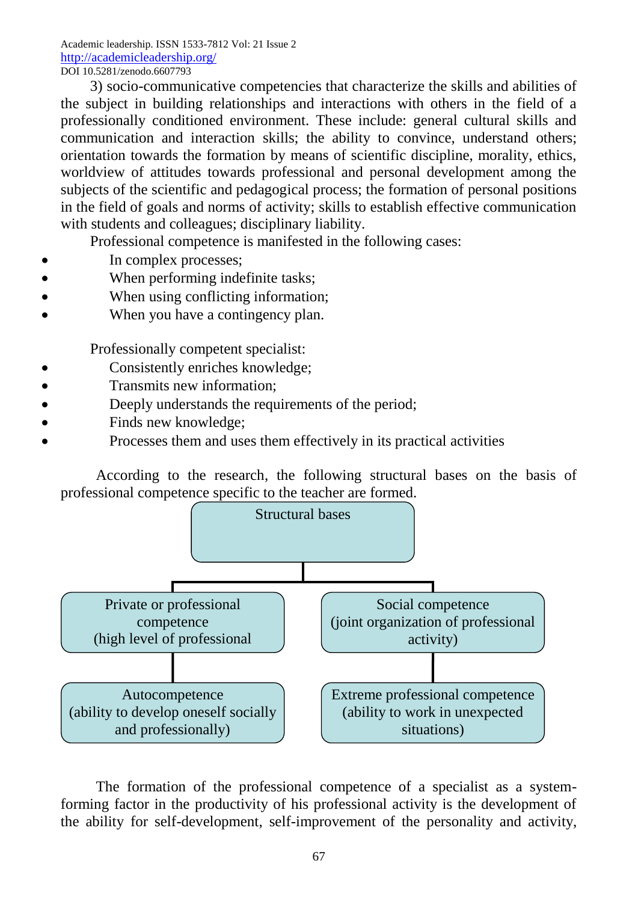3) socio-communicative competencies that characterize the skills and abilities of the subject in building relationships and interactions with others in the field of a professionally conditioned environment. These include: general cultural skills and communication and interaction skills; the ability to convince, understand others; orientation towards the formation by means of scientific discipline, morality, ethics, worldview of attitudes towards professional and personal development among the subjects of the scientific and pedagogical process; the formation of personal positions in the field of goals and norms of activity; skills to establish effective communication with students and colleagues; disciplinary liability.

Professional competence is manifested in the following cases:

- In complex processes;
- When performing indefinite tasks;
- When using conflicting information;
- When you have a contingency plan.

Professionally competent specialist:

- Consistently enriches knowledge;
- Transmits new information;
- Deeply understands the requirements of the period;
- Finds new knowledge;
- Processes them and uses them effectively in its practical activities

According to the research, the following structural bases on the basis of professional competence specific to the teacher are formed.

Structural bases

- Private or professional competence (high level of professional
  - Autocompetence (ability to develop oneself socially and professionally)
- Social competence (joint organization of professional activity)
  - Extreme professional competence (ability to work in unexpected situations)

The formation of the professional competence of a specialist as a system-forming factor in the productivity of his professional activity is the development of the ability for self-development, self-improvement of the personality and activity,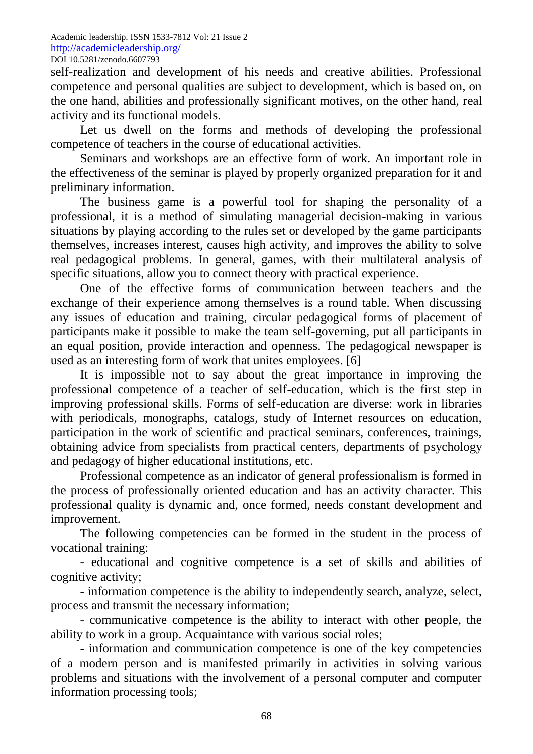self-realization and development of his needs and creative abilities. Professional competence and personal qualities are subject to development, which is based on, on the one hand, abilities and professionally significant motives, on the other hand, real activity and its functional models.

Let us dwell on the forms and methods of developing the professional competence of teachers in the course of educational activities.

Seminars and workshops are an effective form of work. An important role in the effectiveness of the seminar is played by properly organized preparation for it and preliminary information.

The business game is a powerful tool for shaping the personality of a professional, it is a method of simulating managerial decision-making in various situations by playing according to the rules set or developed by the game participants themselves, increases interest, causes high activity, and improves the ability to solve real pedagogical problems. In general, games, with their multilateral analysis of specific situations, allow you to connect theory with practical experience.

One of the effective forms of communication between teachers and the exchange of their experience among themselves is a round table. When discussing any issues of education and training, circular pedagogical forms of placement of participants make it possible to make the team self-governing, put all participants in an equal position, provide interaction and openness. The pedagogical newspaper is used as an interesting form of work that unites employees. [6]

It is impossible not to say about the great importance in improving the professional competence of a teacher of self-education, which is the first step in improving professional skills. Forms of self-education are diverse: work in libraries with periodicals, monographs, catalogs, study of Internet resources on education, participation in the work of scientific and practical seminars, conferences, trainings, obtaining advice from specialists from practical centers, departments of psychology and pedagogy of higher educational institutions, etc.

Professional competence as an indicator of general professionalism is formed in the process of professionally oriented education and has an activity character. This professional quality is dynamic and, once formed, needs constant development and improvement.

The following competencies can be formed in the student in the process of vocational training:

- educational and cognitive competence is a set of skills and abilities of cognitive activity;
- information competence is the ability to independently search, analyze, select, process and transmit the necessary information;
- communicative competence is the ability to interact with other people, the ability to work in a group. Acquaintance with various social roles;
- information and communication competence is one of the key competencies of a modern person and is manifested primarily in activities in solving various problems and situations with the involvement of a personal computer and computer information processing tools;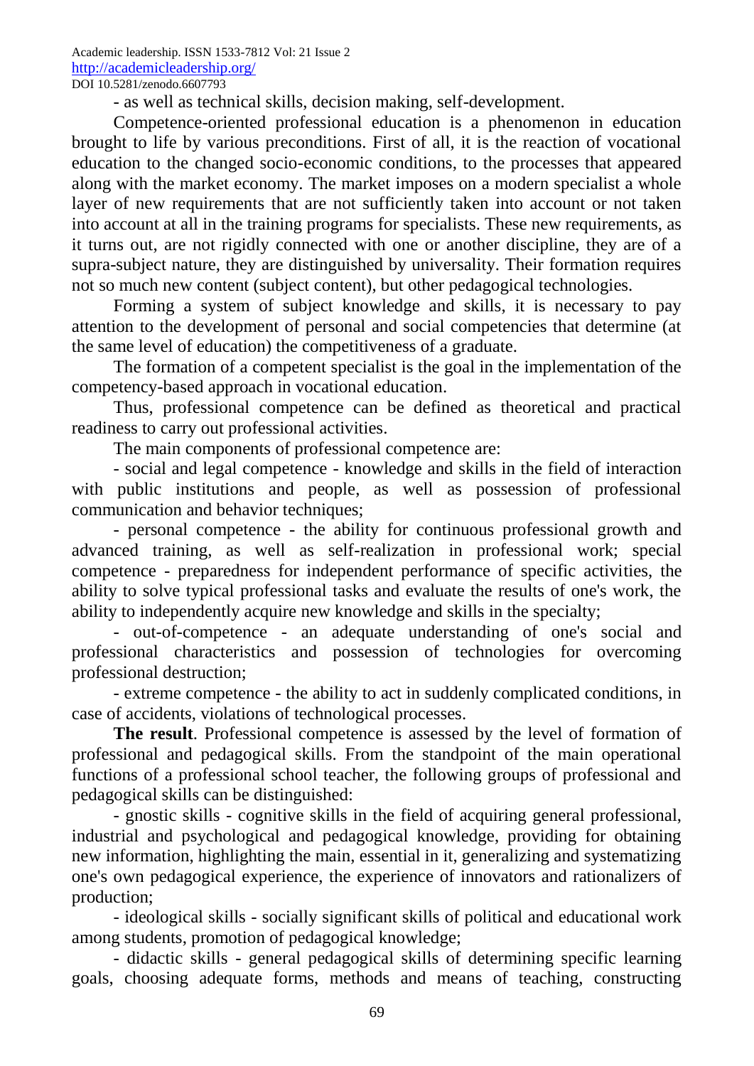- as well as technical skills, decision making, self-development.

Competence-oriented professional education is a phenomenon in education brought to life by various preconditions. First of all, it is the reaction of vocational education to the changed socio-economic conditions, to the processes that appeared along with the market economy. The market imposes on a modern specialist a whole layer of new requirements that are not sufficiently taken into account or not taken into account at all in the training programs for specialists. These new requirements, as it turns out, are not rigidly connected with one or another discipline, they are of a supra-subject nature, they are distinguished by universality. Their formation requires not so much new content (subject content), but other pedagogical technologies.

Forming a system of subject knowledge and skills, it is necessary to pay attention to the development of personal and social competencies that determine (at the same level of education) the competitiveness of a graduate.

The formation of a competent specialist is the goal in the implementation of the competency-based approach in vocational education.

Thus, professional competence can be defined as theoretical and practical readiness to carry out professional activities.

The main components of professional competence are:

- social and legal competence - knowledge and skills in the field of interaction with public institutions and people, as well as possession of professional communication and behavior techniques;
- personal competence - the ability for continuous professional growth and advanced training, as well as self-realization in professional work; special competence - preparedness for independent performance of specific activities, the ability to solve typical professional tasks and evaluate the results of one's work, the ability to independently acquire new knowledge and skills in the specialty;
- out-of-competence - an adequate understanding of one's social and professional characteristics and possession of technologies for overcoming professional destruction;
- extreme competence - the ability to act in suddenly complicated conditions, in case of accidents, violations of technological processes.

**The result**. Professional competence is assessed by the level of formation of professional and pedagogical skills. From the standpoint of the main operational functions of a professional school teacher, the following groups of professional and pedagogical skills can be distinguished:

- gnostic skills - cognitive skills in the field of acquiring general professional, industrial and psychological and pedagogical knowledge, providing for obtaining new information, highlighting the main, essential in it, generalizing and systematizing one's own pedagogical experience, the experience of innovators and rationalizers of production;
- ideological skills - socially significant skills of political and educational work among students, promotion of pedagogical knowledge;
- didactic skills - general pedagogical skills of determining specific learning goals, choosing adequate forms, methods and means of teaching, constructing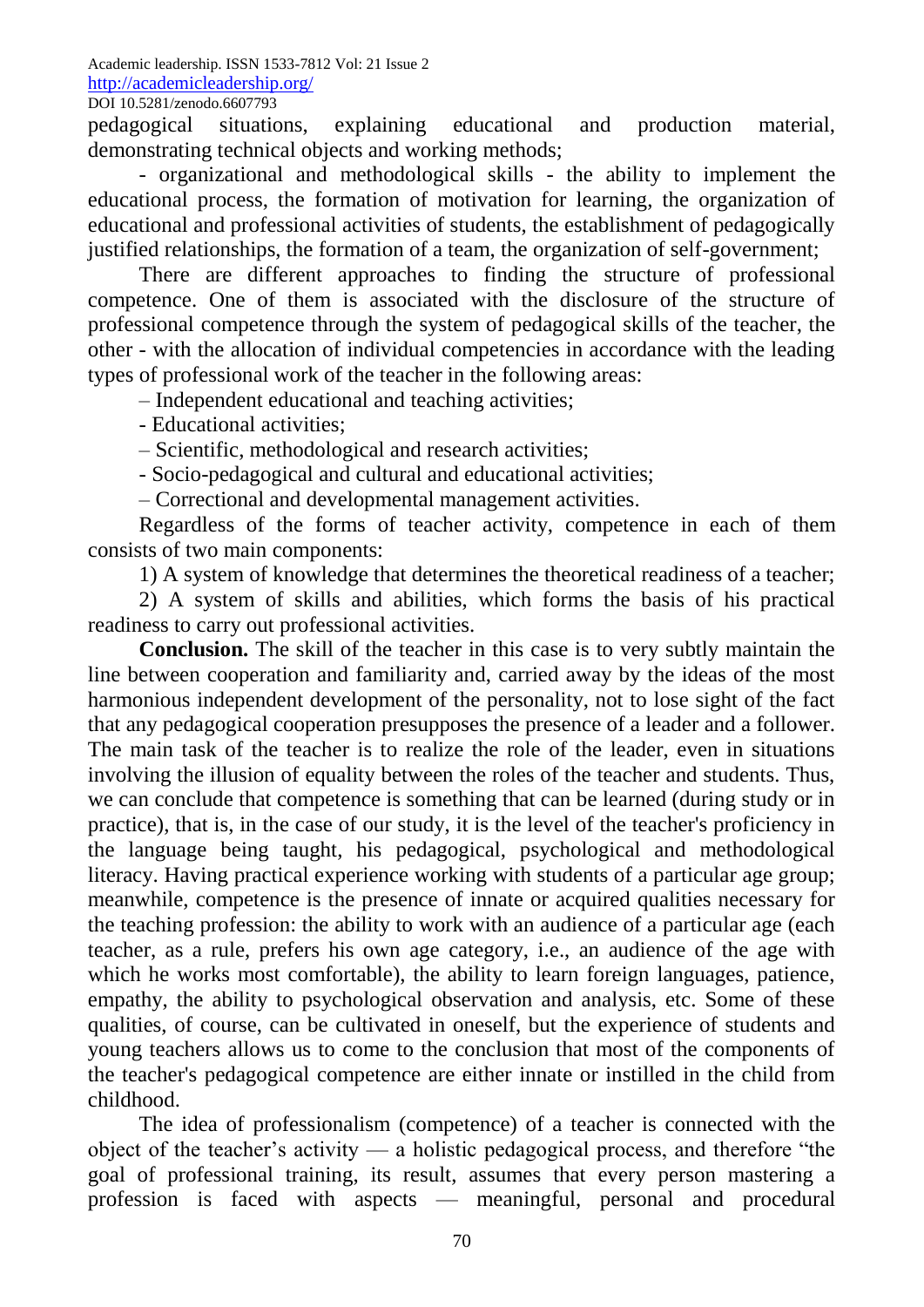pedagogical situations, explaining educational and production material, demonstrating technical objects and working methods;

- organizational and methodological skills - the ability to implement the educational process, the formation of motivation for learning, the organization of educational and professional activities of students, the establishment of pedagogically justified relationships, the formation of a team, the organization of self-government;

There are different approaches to finding the structure of professional competence. One of them is associated with the disclosure of the structure of professional competence through the system of pedagogical skills of the teacher, the other - with the allocation of individual competencies in accordance with the leading types of professional work of the teacher in the following areas:

– Independent educational and teaching activities;

- Educational activities;

– Scientific, methodological and research activities;

- Socio-pedagogical and cultural and educational activities;

– Correctional and developmental management activities.

Regardless of the forms of teacher activity, competence in each of them consists of two main components:

1) A system of knowledge that determines the theoretical readiness of a teacher;

2) A system of skills and abilities, which forms the basis of his practical readiness to carry out professional activities.

**Conclusion.** The skill of the teacher in this case is to very subtly maintain the line between cooperation and familiarity and, carried away by the ideas of the most harmonious independent development of the personality, not to lose sight of the fact that any pedagogical cooperation presupposes the presence of a leader and a follower. The main task of the teacher is to realize the role of the leader, even in situations involving the illusion of equality between the roles of the teacher and students. Thus, we can conclude that competence is something that can be learned (during study or in practice), that is, in the case of our study, it is the level of the teacher's proficiency in the language being taught, his pedagogical, psychological and methodological literacy. Having practical experience working with students of a particular age group; meanwhile, competence is the presence of innate or acquired qualities necessary for the teaching profession: the ability to work with an audience of a particular age (each teacher, as a rule, prefers his own age category, i.e., an audience of the age with which he works most comfortable), the ability to learn foreign languages, patience, empathy, the ability to psychological observation and analysis, etc. Some of these qualities, of course, can be cultivated in oneself, but the experience of students and young teachers allows us to come to the conclusion that most of the components of the teacher's pedagogical competence are either innate or instilled in the child from childhood.

The idea of professionalism (competence) of a teacher is connected with the object of the teacher's activity — a holistic pedagogical process, and therefore "the goal of professional training, its result, assumes that every person mastering a profession is faced with aspects — meaningful, personal and procedural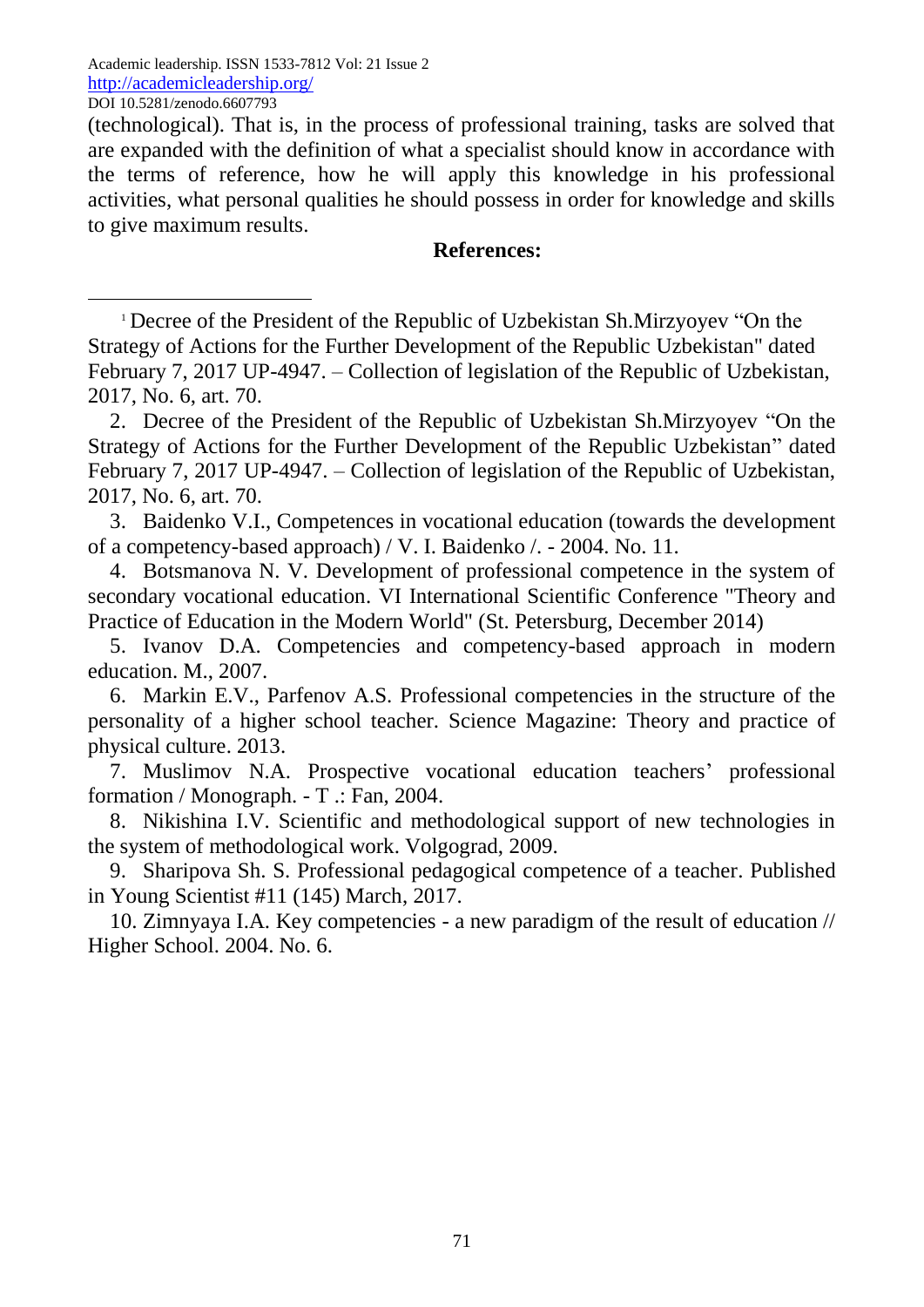(technological). That is, in the process of professional training, tasks are solved that are expanded with the definition of what a specialist should know in accordance with the terms of reference, how he will apply this knowledge in his professional activities, what personal qualities he should possess in order for knowledge and skills to give maximum results.

**References:**

[1] Decree of the President of the Republic of Uzbekistan Sh.Mirzyoyev "On the Strategy of Actions for the Further Development of the Republic Uzbekistan" dated February 7, 2017 UP-4947. – Collection of legislation of the Republic of Uzbekistan, 2017, No. 6, art. 70.

2. Decree of the President of the Republic of Uzbekistan Sh.Mirzyoyev "On the Strategy of Actions for the Further Development of the Republic Uzbekistan" dated February 7, 2017 UP-4947. – Collection of legislation of the Republic of Uzbekistan, 2017, No. 6, art. 70.
3. Baidenko V.I., Competences in vocational education (towards the development of a competency-based approach) / V. I. Baidenko /. - 2004. No. 11.
4. Botsmanova N. V. Development of professional competence in the system of secondary vocational education. VI International Scientific Conference "Theory and Practice of Education in the Modern World" (St. Petersburg, December 2014)
5. Ivanov D.A. Competencies and competency-based approach in modern education. M., 2007.
6. Markin E.V., Parfenov A.S. Professional competencies in the structure of the personality of a higher school teacher. Science Magazine: Theory and practice of physical culture. 2013.
7. Muslimov N.A. Prospective vocational education teachers' professional formation / Monograph. - T .: Fan, 2004.
8. Nikishina I.V. Scientific and methodological support of new technologies in the system of methodological work. Volgograd, 2009.
9. Sharipova Sh. S. Professional pedagogical competence of a teacher. Published in Young Scientist #11 (145) March, 2017.
10. Zimnyaya I.A. Key competencies - a new paradigm of the result of education // Higher School. 2004. No. 6.